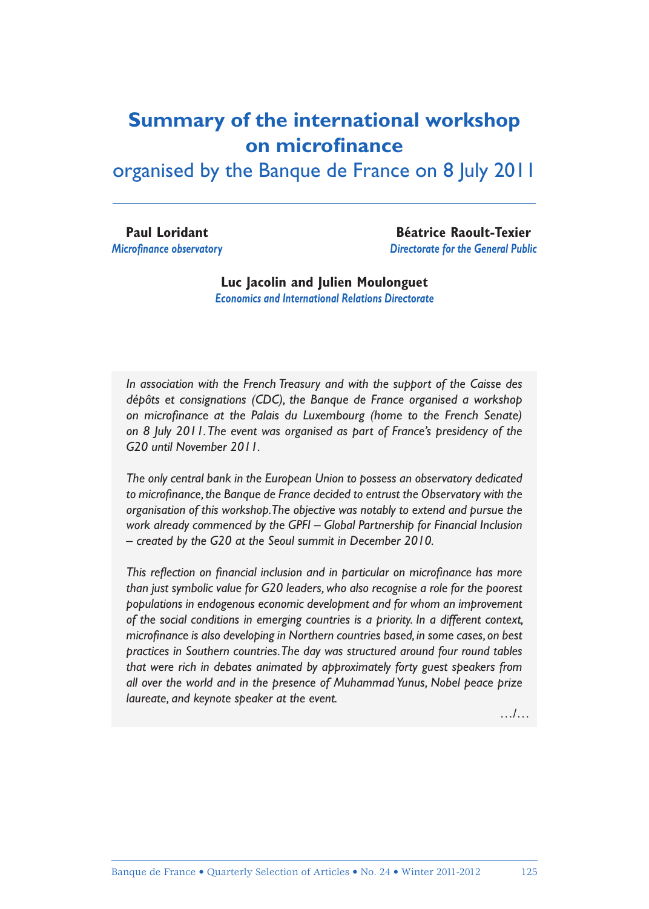# Summary of the international workshop on microfinance

## organised by the Banque de France on 8 July 2011

**Paul Loridant**
*Microfinance observatory*

**Béatrice Raoult-Texier**
*Directorate for the General Public*

**Luc Jacolin and Julien Moulonguet**
*Economics and International Relations Directorate*

*In association with the French Treasury and with the support of the Caisse des dépôts et consignations (CDC), the Banque de France organised a workshop on microfinance at the Palais du Luxembourg (home to the French Senate) on 8 July 2011. The event was organised as part of France's presidency of the G20 until November 2011.*

*The only central bank in the European Union to possess an observatory dedicated to microfinance, the Banque de France decided to entrust the Observatory with the organisation of this workshop. The objective was notably to extend and pursue the work already commenced by the GPFI – Global Partnership for Financial Inclusion – created by the G20 at the Seoul summit in December 2010.*

*This reflection on financial inclusion and in particular on microfinance has more than just symbolic value for G20 leaders, who also recognise a role for the poorest populations in endogenous economic development and for whom an improvement of the social conditions in emerging countries is a priority. In a different context, microfinance is also developing in Northern countries based, in some cases, on best practices in Southern countries. The day was structured around four round tables that were rich in debates animated by approximately forty guest speakers from all over the world and in the presence of Muhammad Yunus, Nobel peace prize laureate, and keynote speaker at the event.*

…/…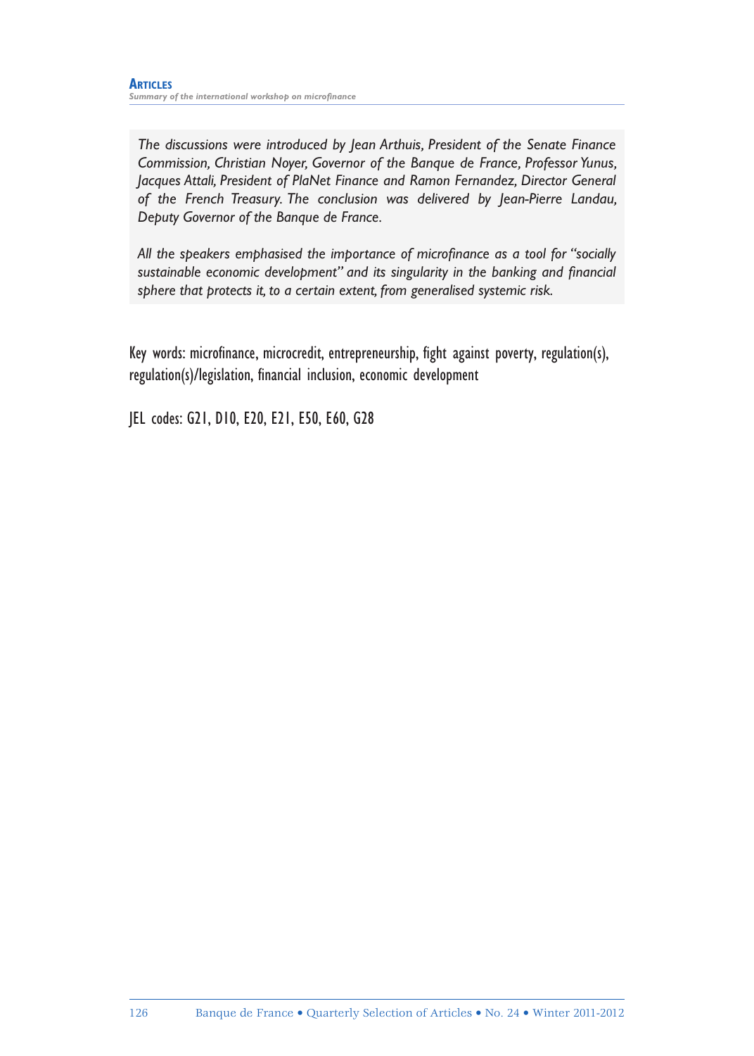*The discussions were introduced by Jean Arthuis, President of the Senate Finance Commission, Christian Noyer, Governor of the Banque de France, Professor Yunus, Jacques Attali, President of PlaNet Finance and Ramon Fernandez, Director General of the French Treasury. The conclusion was delivered by Jean-Pierre Landau, Deputy Governor of the Banque de France.*

*All the speakers emphasised the importance of microfinance as a tool for "socially sustainable economic development" and its singularity in the banking and financial sphere that protects it, to a certain extent, from generalised systemic risk.*

Key words: microfinance, microcredit, entrepreneurship, fight against poverty, regulation(s), regulation(s)/legislation, financial inclusion, economic development

JEL codes: G21, D10, E20, E21, E50, E60, G28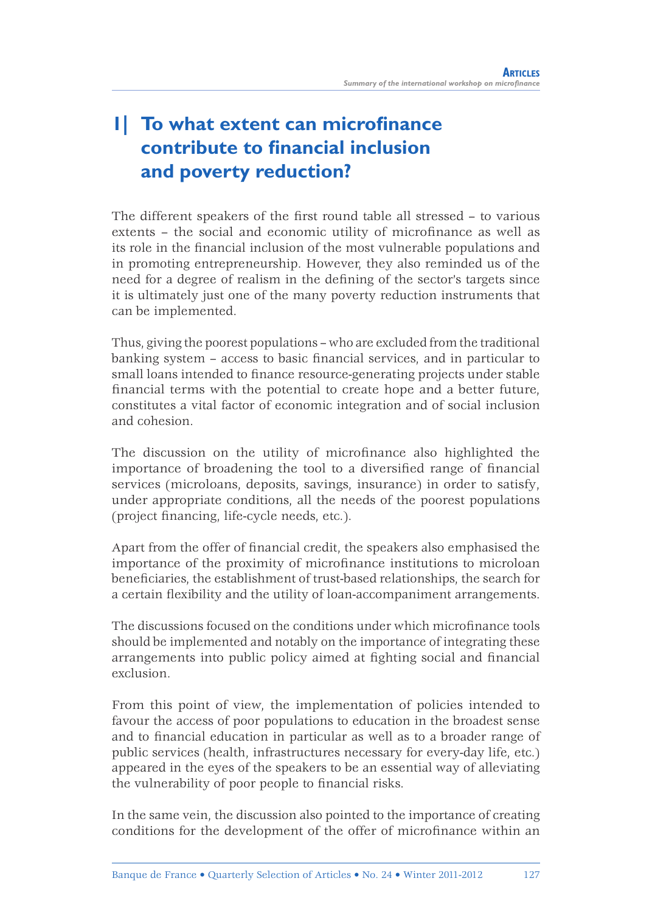## 1| To what extent can microfinance contribute to financial inclusion and poverty reduction?

The different speakers of the first round table all stressed – to various extents – the social and economic utility of microfinance as well as its role in the financial inclusion of the most vulnerable populations and in promoting entrepreneurship. However, they also reminded us of the need for a degree of realism in the defining of the sector's targets since it is ultimately just one of the many poverty reduction instruments that can be implemented.

Thus, giving the poorest populations – who are excluded from the traditional banking system – access to basic financial services, and in particular to small loans intended to finance resource-generating projects under stable financial terms with the potential to create hope and a better future, constitutes a vital factor of economic integration and of social inclusion and cohesion.

The discussion on the utility of microfinance also highlighted the importance of broadening the tool to a diversified range of financial services (microloans, deposits, savings, insurance) in order to satisfy, under appropriate conditions, all the needs of the poorest populations (project financing, life-cycle needs, etc.).

Apart from the offer of financial credit, the speakers also emphasised the importance of the proximity of microfinance institutions to microloan beneficiaries, the establishment of trust-based relationships, the search for a certain flexibility and the utility of loan-accompaniment arrangements.

The discussions focused on the conditions under which microfinance tools should be implemented and notably on the importance of integrating these arrangements into public policy aimed at fighting social and financial exclusion.

From this point of view, the implementation of policies intended to favour the access of poor populations to education in the broadest sense and to financial education in particular as well as to a broader range of public services (health, infrastructures necessary for every-day life, etc.) appeared in the eyes of the speakers to be an essential way of alleviating the vulnerability of poor people to financial risks.

In the same vein, the discussion also pointed to the importance of creating conditions for the development of the offer of microfinance within an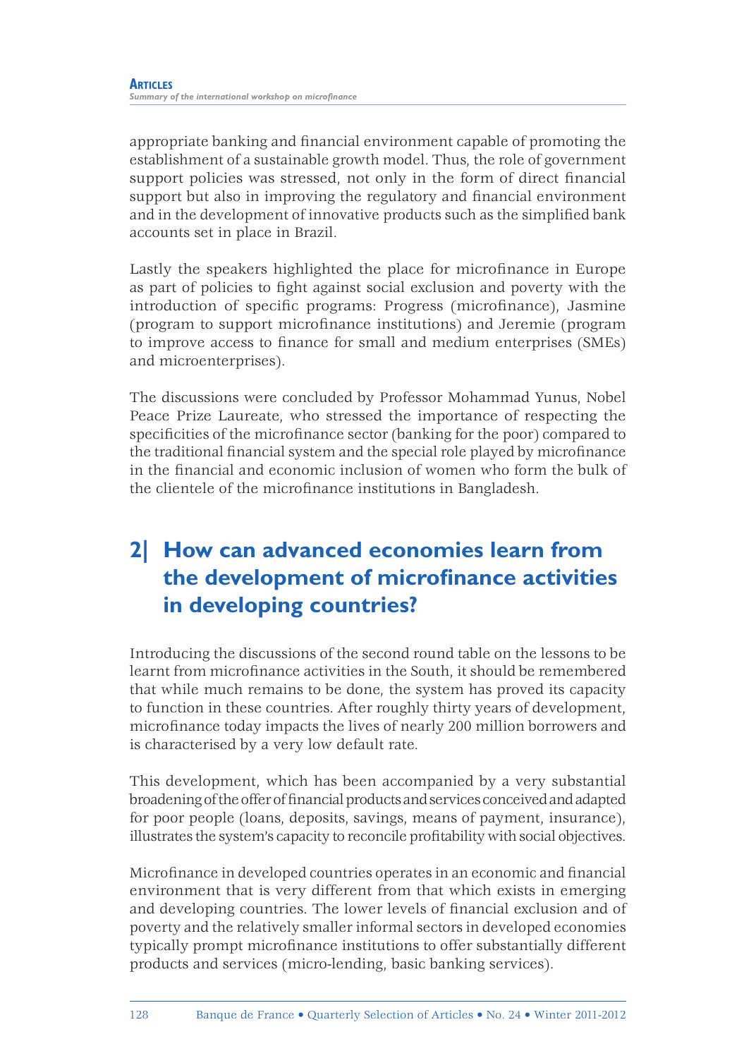appropriate banking and financial environment capable of promoting the establishment of a sustainable growth model. Thus, the role of government support policies was stressed, not only in the form of direct financial support but also in improving the regulatory and financial environment and in the development of innovative products such as the simplified bank accounts set in place in Brazil.

Lastly the speakers highlighted the place for microfinance in Europe as part of policies to fight against social exclusion and poverty with the introduction of specific programs: Progress (microfinance), Jasmine (program to support microfinance institutions) and Jeremie (program to improve access to finance for small and medium enterprises (SMEs) and microenterprises).

The discussions were concluded by Professor Mohammad Yunus, Nobel Peace Prize Laureate, who stressed the importance of respecting the specificities of the microfinance sector (banking for the poor) compared to the traditional financial system and the special role played by microfinance in the financial and economic inclusion of women who form the bulk of the clientele of the microfinance institutions in Bangladesh.

## 2| How can advanced economies learn from the development of microfinance activities in developing countries?

Introducing the discussions of the second round table on the lessons to be learnt from microfinance activities in the South, it should be remembered that while much remains to be done, the system has proved its capacity to function in these countries. After roughly thirty years of development, microfinance today impacts the lives of nearly 200 million borrowers and is characterised by a very low default rate.

This development, which has been accompanied by a very substantial broadening of the offer of financial products and services conceived and adapted for poor people (loans, deposits, savings, means of payment, insurance), illustrates the system's capacity to reconcile profitability with social objectives.

Microfinance in developed countries operates in an economic and financial environment that is very different from that which exists in emerging and developing countries. The lower levels of financial exclusion and of poverty and the relatively smaller informal sectors in developed economies typically prompt microfinance institutions to offer substantially different products and services (micro-lending, basic banking services).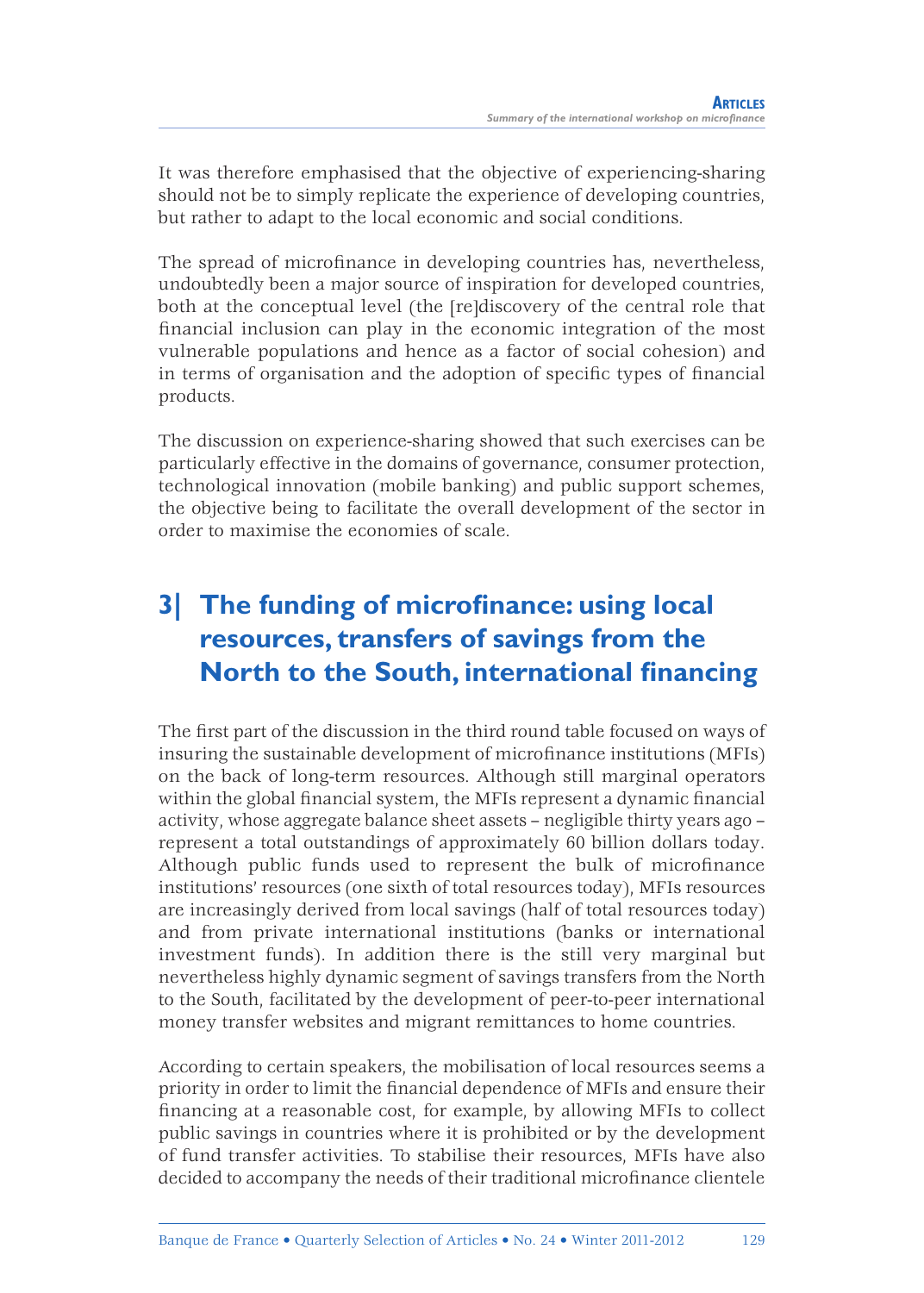It was therefore emphasised that the objective of experiencing-sharing should not be to simply replicate the experience of developing countries, but rather to adapt to the local economic and social conditions.

The spread of microfinance in developing countries has, nevertheless, undoubtedly been a major source of inspiration for developed countries, both at the conceptual level (the [re]discovery of the central role that financial inclusion can play in the economic integration of the most vulnerable populations and hence as a factor of social cohesion) and in terms of organisation and the adoption of specific types of financial products.

The discussion on experience-sharing showed that such exercises can be particularly effective in the domains of governance, consumer protection, technological innovation (mobile banking) and public support schemes, the objective being to facilitate the overall development of the sector in order to maximise the economies of scale.

## 3| The funding of microfinance: using local resources, transfers of savings from the North to the South, international financing

The first part of the discussion in the third round table focused on ways of insuring the sustainable development of microfinance institutions (MFIs) on the back of long-term resources. Although still marginal operators within the global financial system, the MFIs represent a dynamic financial activity, whose aggregate balance sheet assets – negligible thirty years ago – represent a total outstandings of approximately 60 billion dollars today. Although public funds used to represent the bulk of microfinance institutions' resources (one sixth of total resources today), MFIs resources are increasingly derived from local savings (half of total resources today) and from private international institutions (banks or international investment funds). In addition there is the still very marginal but nevertheless highly dynamic segment of savings transfers from the North to the South, facilitated by the development of peer-to-peer international money transfer websites and migrant remittances to home countries.

According to certain speakers, the mobilisation of local resources seems a priority in order to limit the financial dependence of MFIs and ensure their financing at a reasonable cost, for example, by allowing MFIs to collect public savings in countries where it is prohibited or by the development of fund transfer activities. To stabilise their resources, MFIs have also decided to accompany the needs of their traditional microfinance clientele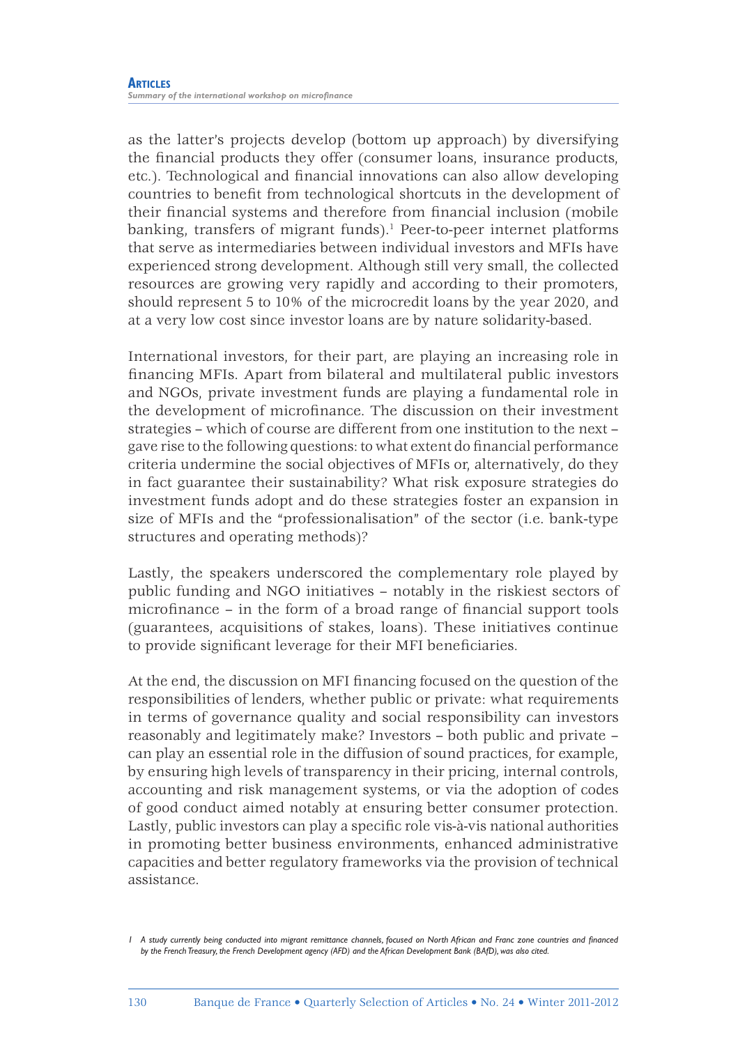as the latter's projects develop (bottom up approach) by diversifying the financial products they offer (consumer loans, insurance products, etc.). Technological and financial innovations can also allow developing countries to benefit from technological shortcuts in the development of their financial systems and therefore from financial inclusion (mobile banking, transfers of migrant funds).[1] Peer-to-peer internet platforms that serve as intermediaries between individual investors and MFIs have experienced strong development. Although still very small, the collected resources are growing very rapidly and according to their promoters, should represent 5 to 10% of the microcredit loans by the year 2020, and at a very low cost since investor loans are by nature solidarity-based.

International investors, for their part, are playing an increasing role in financing MFIs. Apart from bilateral and multilateral public investors and NGOs, private investment funds are playing a fundamental role in the development of microfinance. The discussion on their investment strategies – which of course are different from one institution to the next – gave rise to the following questions: to what extent do financial performance criteria undermine the social objectives of MFIs or, alternatively, do they in fact guarantee their sustainability? What risk exposure strategies do investment funds adopt and do these strategies foster an expansion in size of MFIs and the "professionalisation" of the sector (i.e. bank-type structures and operating methods)?

Lastly, the speakers underscored the complementary role played by public funding and NGO initiatives – notably in the riskiest sectors of microfinance – in the form of a broad range of financial support tools (guarantees, acquisitions of stakes, loans). These initiatives continue to provide significant leverage for their MFI beneficiaries.

At the end, the discussion on MFI financing focused on the question of the responsibilities of lenders, whether public or private: what requirements in terms of governance quality and social responsibility can investors reasonably and legitimately make? Investors – both public and private – can play an essential role in the diffusion of sound practices, for example, by ensuring high levels of transparency in their pricing, internal controls, accounting and risk management systems, or via the adoption of codes of good conduct aimed notably at ensuring better consumer protection. Lastly, public investors can play a specific role vis-à-vis national authorities in promoting better business environments, enhanced administrative capacities and better regulatory frameworks via the provision of technical assistance.

*1 A study currently being conducted into migrant remittance channels, focused on North African and Franc zone countries and financed by the French Treasury, the French Development agency (AFD) and the African Development Bank (BAfD), was also cited.*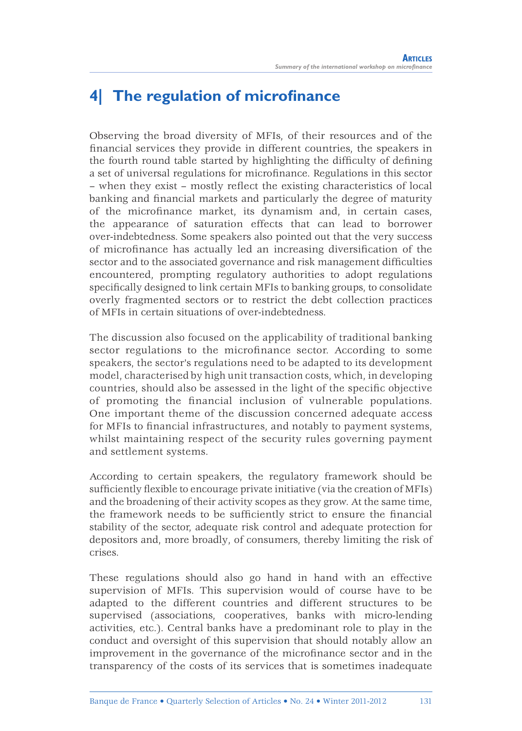## 4| The regulation of microfinance

Observing the broad diversity of MFIs, of their resources and of the financial services they provide in different countries, the speakers in the fourth round table started by highlighting the difficulty of defining a set of universal regulations for microfinance. Regulations in this sector – when they exist – mostly reflect the existing characteristics of local banking and financial markets and particularly the degree of maturity of the microfinance market, its dynamism and, in certain cases, the appearance of saturation effects that can lead to borrower over-indebtedness. Some speakers also pointed out that the very success of microfinance has actually led an increasing diversification of the sector and to the associated governance and risk management difficulties encountered, prompting regulatory authorities to adopt regulations specifically designed to link certain MFIs to banking groups, to consolidate overly fragmented sectors or to restrict the debt collection practices of MFIs in certain situations of over-indebtedness.

The discussion also focused on the applicability of traditional banking sector regulations to the microfinance sector. According to some speakers, the sector's regulations need to be adapted to its development model, characterised by high unit transaction costs, which, in developing countries, should also be assessed in the light of the specific objective of promoting the financial inclusion of vulnerable populations. One important theme of the discussion concerned adequate access for MFIs to financial infrastructures, and notably to payment systems, whilst maintaining respect of the security rules governing payment and settlement systems.

According to certain speakers, the regulatory framework should be sufficiently flexible to encourage private initiative (via the creation of MFIs) and the broadening of their activity scopes as they grow. At the same time, the framework needs to be sufficiently strict to ensure the financial stability of the sector, adequate risk control and adequate protection for depositors and, more broadly, of consumers, thereby limiting the risk of crises.

These regulations should also go hand in hand with an effective supervision of MFIs. This supervision would of course have to be adapted to the different countries and different structures to be supervised (associations, cooperatives, banks with micro-lending activities, etc.). Central banks have a predominant role to play in the conduct and oversight of this supervision that should notably allow an improvement in the governance of the microfinance sector and in the transparency of the costs of its services that is sometimes inadequate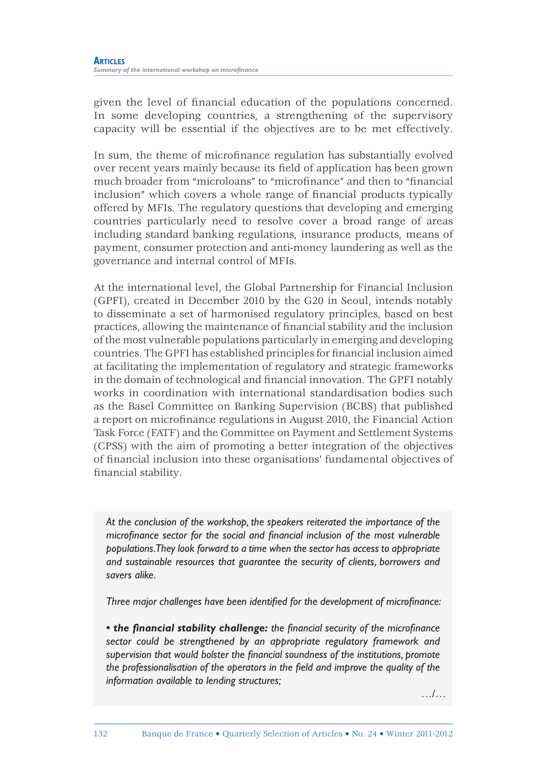given the level of financial education of the populations concerned. In some developing countries, a strengthening of the supervisory capacity will be essential if the objectives are to be met effectively.

In sum, the theme of microfinance regulation has substantially evolved over recent years mainly because its field of application has been grown much broader from "microloans" to "microfinance" and then to "financial inclusion" which covers a whole range of financial products typically offered by MFIs. The regulatory questions that developing and emerging countries particularly need to resolve cover a broad range of areas including standard banking regulations, insurance products, means of payment, consumer protection and anti-money laundering as well as the governance and internal control of MFIs.

At the international level, the Global Partnership for Financial Inclusion (GPFI), created in December 2010 by the G20 in Seoul, intends notably to disseminate a set of harmonised regulatory principles, based on best practices, allowing the maintenance of financial stability and the inclusion of the most vulnerable populations particularly in emerging and developing countries. The GPFI has established principles for financial inclusion aimed at facilitating the implementation of regulatory and strategic frameworks in the domain of technological and financial innovation. The GPFI notably works in coordination with international standardisation bodies such as the Basel Committee on Banking Supervision (BCBS) that published a report on microfinance regulations in August 2010, the Financial Action Task Force (FATF) and the Committee on Payment and Settlement Systems (CPSS) with the aim of promoting a better integration of the objectives of financial inclusion into these organisations' fundamental objectives of financial stability.

*At the conclusion of the workshop, the speakers reiterated the importance of the microfinance sector for the social and financial inclusion of the most vulnerable populations. They look forward to a time when the sector has access to appropriate and sustainable resources that guarantee the security of clients, borrowers and savers alike.*

*Three major challenges have been identified for the development of microfinance:*

- ***the financial stability challenge:*** *the financial security of the microfinance sector could be strengthened by an appropriate regulatory framework and supervision that would bolster the financial soundness of the institutions, promote the professionalisation of the operators in the field and improve the quality of the information available to lending structures;*

…/…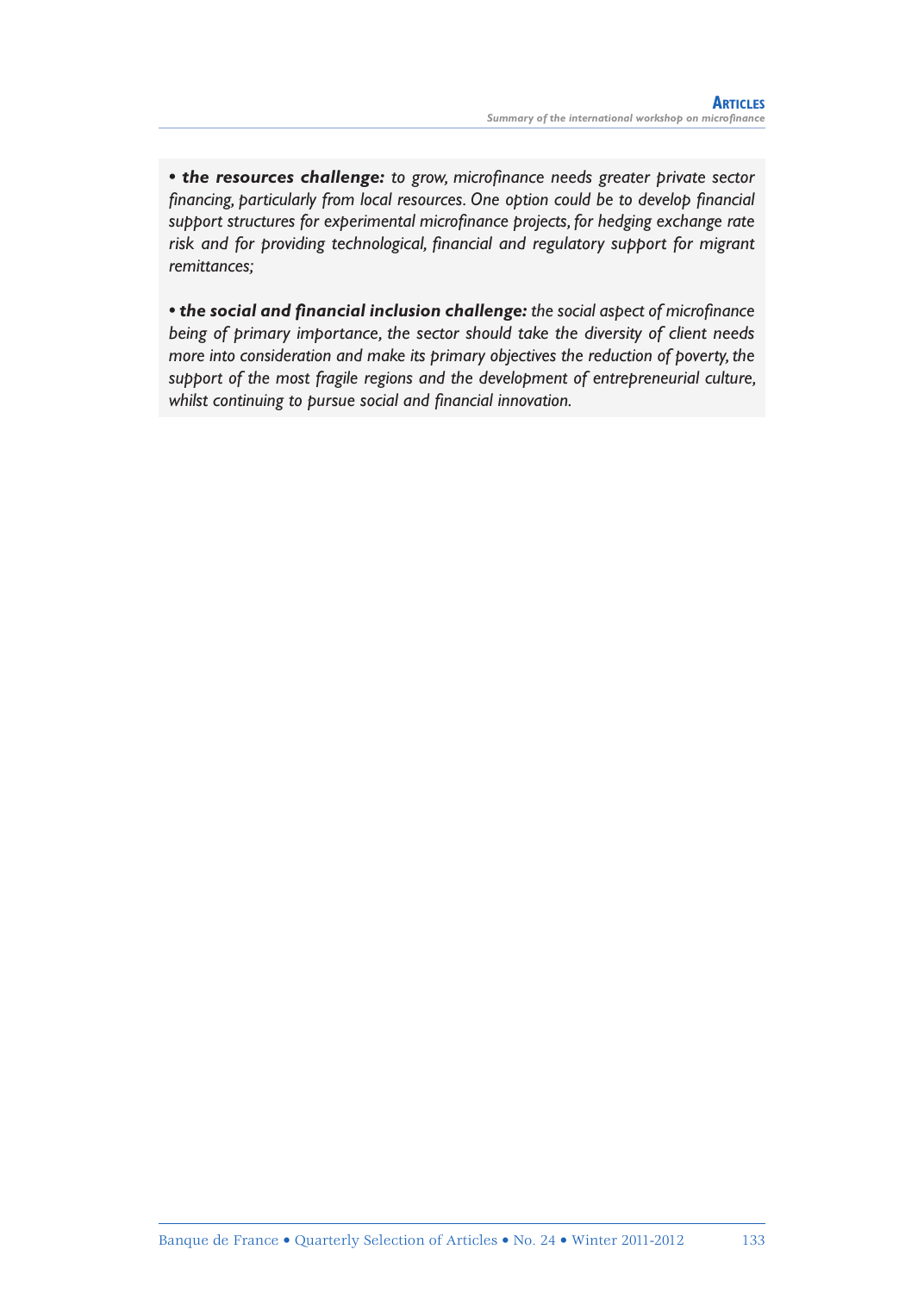- ***the resources challenge:*** *to grow, microfinance needs greater private sector financing, particularly from local resources. One option could be to develop financial support structures for experimental microfinance projects, for hedging exchange rate risk and for providing technological, financial and regulatory support for migrant remittances;*

- ***the social and financial inclusion challenge:*** *the social aspect of microfinance being of primary importance, the sector should take the diversity of client needs more into consideration and make its primary objectives the reduction of poverty, the support of the most fragile regions and the development of entrepreneurial culture, whilst continuing to pursue social and financial innovation.*